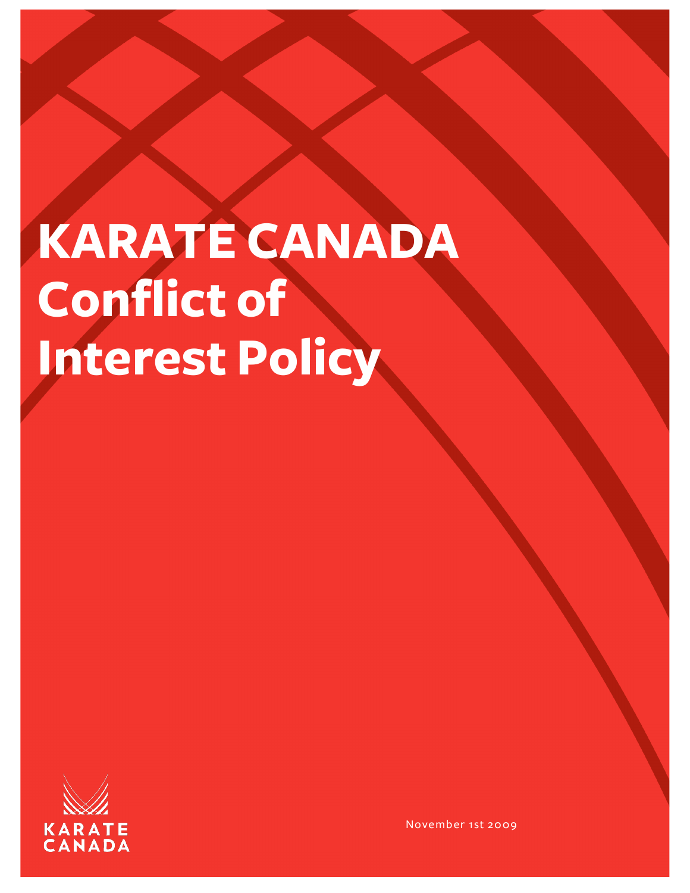# KARATE CANADA Conflict of Interest Policy

KARATE CANADA

November 1st 2009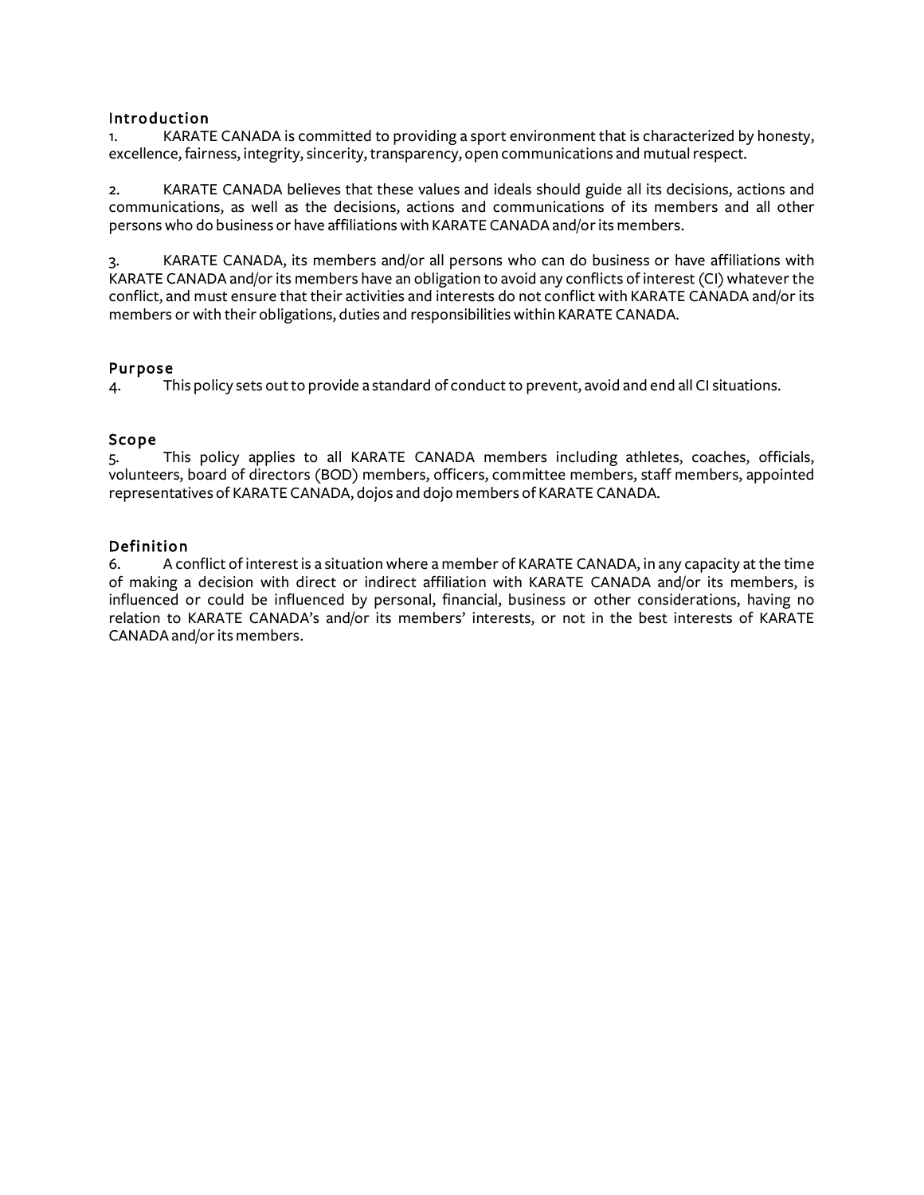## Introduction

1. KARATE CANADA is committed to providing a sport environment that is characterized by honesty, excellence, fairness, integrity, sincerity, transparency, open communications and mutual respect.

2. KARATE CANADA believes that these values and ideals should guide all its decisions, actions and communications, as well as the decisions, actions and communications of its members and all other persons who do business or have affiliations with KARATE CANADA and/or its members.

3. KARATE CANADA, its members and/or all persons who can do business or have affiliations with KARATE CANADA and/or its members have an obligation to avoid any conflicts of interest (CI) whatever the conflict, and must ensure that their activities and interests do not conflict with KARATE CANADA and/or its members or with their obligations, duties and responsibilities within KARATE CANADA.

## Purpose

4. This policy sets out to provide a standard of conduct to prevent, avoid and end all CI situations.

## Scope

5. This policy applies to all KARATE CANADA members including athletes, coaches, officials, volunteers, board of directors (BOD) members, officers, committee members, staff members, appointed representatives of KARATE CANADA, dojos and dojo members of KARATE CANADA.

## Definition

6. A conflict of interest is a situation where a member of KARATE CANADA, in any capacity at the time of making a decision with direct or indirect affiliation with KARATE CANADA and/or its members, is influenced or could be influenced by personal, financial, business or other considerations, having no relation to KARATE CANADA's and/or its members' interests, or not in the best interests of KARATE CANADA and/or its members.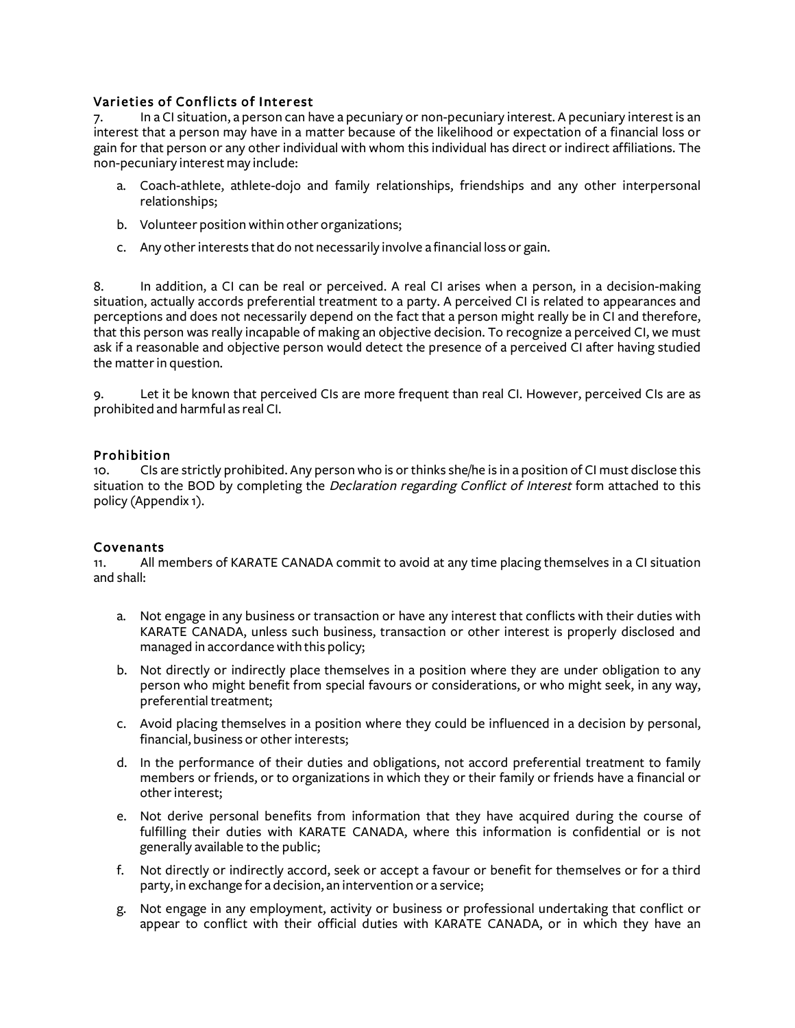## Varieties of Conflicts of Interest

7. In a CI situation, a person can have a pecuniary or non-pecuniary interest. A pecuniary interest is an interest that a person may have in a matter because of the likelihood or expectation of a financial loss or gain for that person or any other individual with whom this individual has direct or indirect affiliations. The non-pecuniary interest may include:

   a. Coach-athlete, athlete-dojo and family relationships, friendships and any other interpersonal relationships;

   b. Volunteer position within other organizations;

   c. Any other interests that do not necessarily involve a financial loss or gain.

8. In addition, a CI can be real or perceived. A real CI arises when a person, in a decision-making situation, actually accords preferential treatment to a party. A perceived CI is related to appearances and perceptions and does not necessarily depend on the fact that a person might really be in CI and therefore, that this person was really incapable of making an objective decision. To recognize a perceived CI, we must ask if a reasonable and objective person would detect the presence of a perceived CI after having studied the matter in question.

9. Let it be known that perceived CIs are more frequent than real CI. However, perceived CIs are as prohibited and harmful as real CI.

## Prohibition

10. CIs are strictly prohibited. Any person who is or thinks she/he is in a position of CI must disclose this situation to the BOD by completing the *Declaration regarding Conflict of Interest* form attached to this policy (Appendix 1).

## Covenants

11. All members of KARATE CANADA commit to avoid at any time placing themselves in a CI situation and shall:

   a. Not engage in any business or transaction or have any interest that conflicts with their duties with KARATE CANADA, unless such business, transaction or other interest is properly disclosed and managed in accordance with this policy;

   b. Not directly or indirectly place themselves in a position where they are under obligation to any person who might benefit from special favours or considerations, or who might seek, in any way, preferential treatment;

   c. Avoid placing themselves in a position where they could be influenced in a decision by personal, financial, business or other interests;

   d. In the performance of their duties and obligations, not accord preferential treatment to family members or friends, or to organizations in which they or their family or friends have a financial or other interest;

   e. Not derive personal benefits from information that they have acquired during the course of fulfilling their duties with KARATE CANADA, where this information is confidential or is not generally available to the public;

   f. Not directly or indirectly accord, seek or accept a favour or benefit for themselves or for a third party, in exchange for a decision, an intervention or a service;

   g. Not engage in any employment, activity or business or professional undertaking that conflict or appear to conflict with their official duties with KARATE CANADA, or in which they have an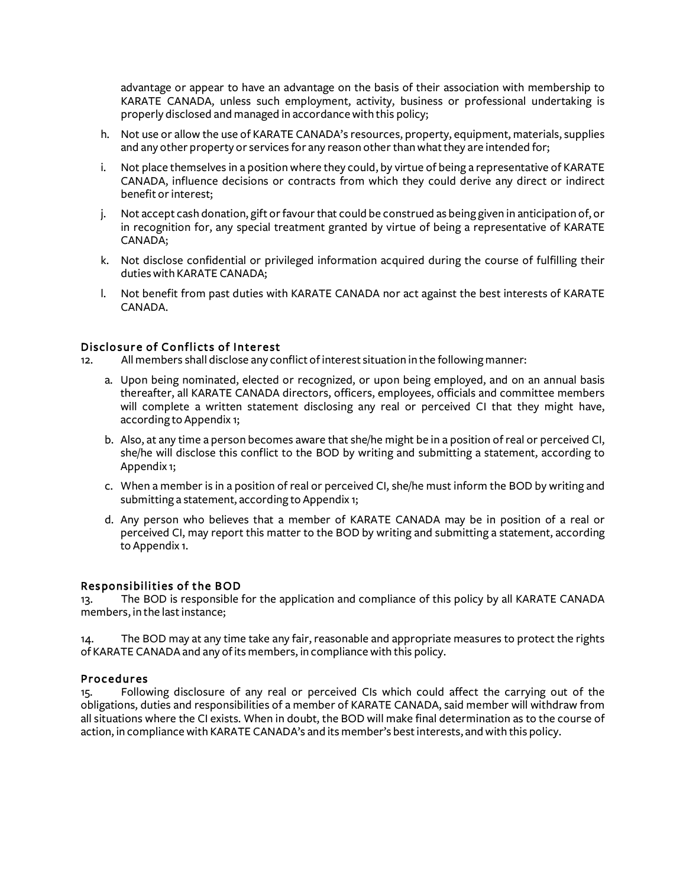advantage or appear to have an advantage on the basis of their association with membership to KARATE CANADA, unless such employment, activity, business or professional undertaking is properly disclosed and managed in accordance with this policy;

h. Not use or allow the use of KARATE CANADA's resources, property, equipment, materials, supplies and any other property or services for any reason other than what they are intended for;

i. Not place themselves in a position where they could, by virtue of being a representative of KARATE CANADA, influence decisions or contracts from which they could derive any direct or indirect benefit or interest;

j. Not accept cash donation, gift or favour that could be construed as being given in anticipation of, or in recognition for, any special treatment granted by virtue of being a representative of KARATE CANADA;

k. Not disclose confidential or privileged information acquired during the course of fulfilling their duties with KARATE CANADA;

l. Not benefit from past duties with KARATE CANADA nor act against the best interests of KARATE CANADA.

### Disclosure of Conflicts of Interest

12. All members shall disclose any conflict of interest situation in the following manner:

   a. Upon being nominated, elected or recognized, or upon being employed, and on an annual basis thereafter, all KARATE CANADA directors, officers, employees, officials and committee members will complete a written statement disclosing any real or perceived CI that they might have, according to Appendix 1;

   b. Also, at any time a person becomes aware that she/he might be in a position of real or perceived CI, she/he will disclose this conflict to the BOD by writing and submitting a statement, according to Appendix 1;

   c. When a member is in a position of real or perceived CI, she/he must inform the BOD by writing and submitting a statement, according to Appendix 1;

   d. Any person who believes that a member of KARATE CANADA may be in position of a real or perceived CI, may report this matter to the BOD by writing and submitting a statement, according to Appendix 1.

### Responsibilities of the BOD

13. The BOD is responsible for the application and compliance of this policy by all KARATE CANADA members, in the last instance;

14. The BOD may at any time take any fair, reasonable and appropriate measures to protect the rights of KARATE CANADA and any of its members, in compliance with this policy.

### Procedures

15. Following disclosure of any real or perceived CIs which could affect the carrying out of the obligations, duties and responsibilities of a member of KARATE CANADA, said member will withdraw from all situations where the CI exists. When in doubt, the BOD will make final determination as to the course of action, in compliance with KARATE CANADA's and its member's best interests, and with this policy.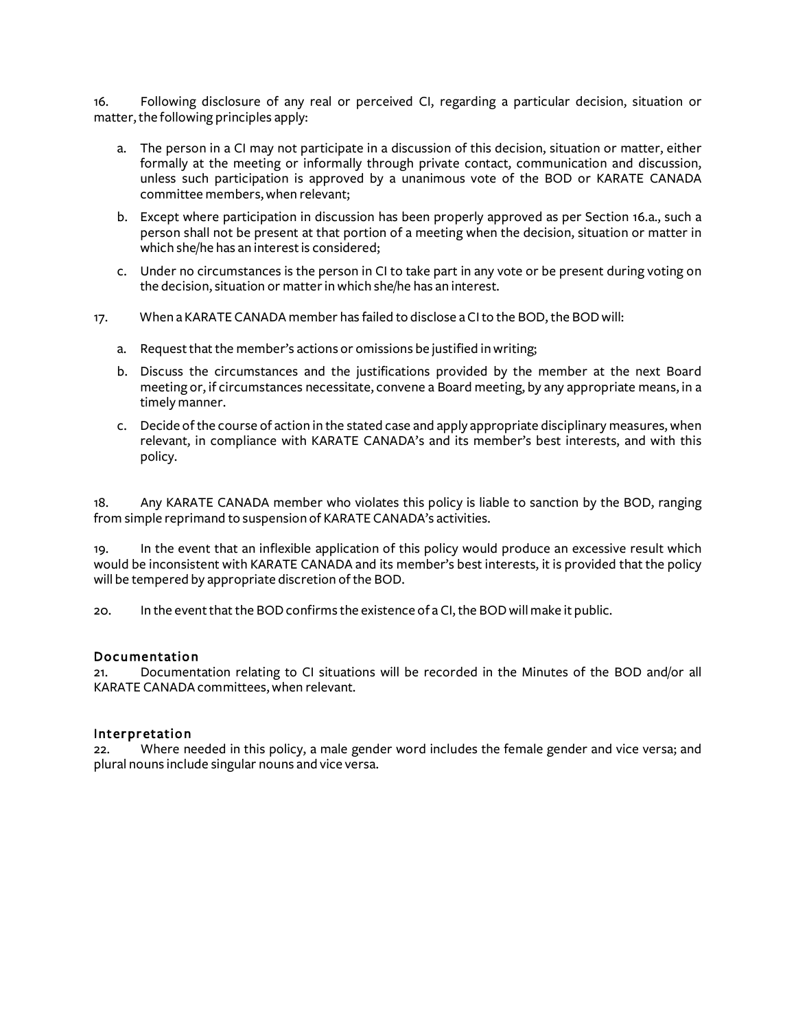16. Following disclosure of any real or perceived CI, regarding a particular decision, situation or matter, the following principles apply:

   a. The person in a CI may not participate in a discussion of this decision, situation or matter, either formally at the meeting or informally through private contact, communication and discussion, unless such participation is approved by a unanimous vote of the BOD or KARATE CANADA committee members, when relevant;

   b. Except where participation in discussion has been properly approved as per Section 16.a., such a person shall not be present at that portion of a meeting when the decision, situation or matter in which she/he has an interest is considered;

   c. Under no circumstances is the person in CI to take part in any vote or be present during voting on the decision, situation or matter in which she/he has an interest.

17. When a KARATE CANADA member has failed to disclose a CI to the BOD, the BOD will:

   a. Request that the member's actions or omissions be justified in writing;

   b. Discuss the circumstances and the justifications provided by the member at the next Board meeting or, if circumstances necessitate, convene a Board meeting, by any appropriate means, in a timely manner.

   c. Decide of the course of action in the stated case and apply appropriate disciplinary measures, when relevant, in compliance with KARATE CANADA's and its member's best interests, and with this policy.

18. Any KARATE CANADA member who violates this policy is liable to sanction by the BOD, ranging from simple reprimand to suspension of KARATE CANADA's activities.

19. In the event that an inflexible application of this policy would produce an excessive result which would be inconsistent with KARATE CANADA and its member's best interests, it is provided that the policy will be tempered by appropriate discretion of the BOD.

20. In the event that the BOD confirms the existence of a CI, the BOD will make it public.

### Documentation

21. Documentation relating to CI situations will be recorded in the Minutes of the BOD and/or all KARATE CANADA committees, when relevant.

### Interpretation

22. Where needed in this policy, a male gender word includes the female gender and vice versa; and plural nouns include singular nouns and vice versa.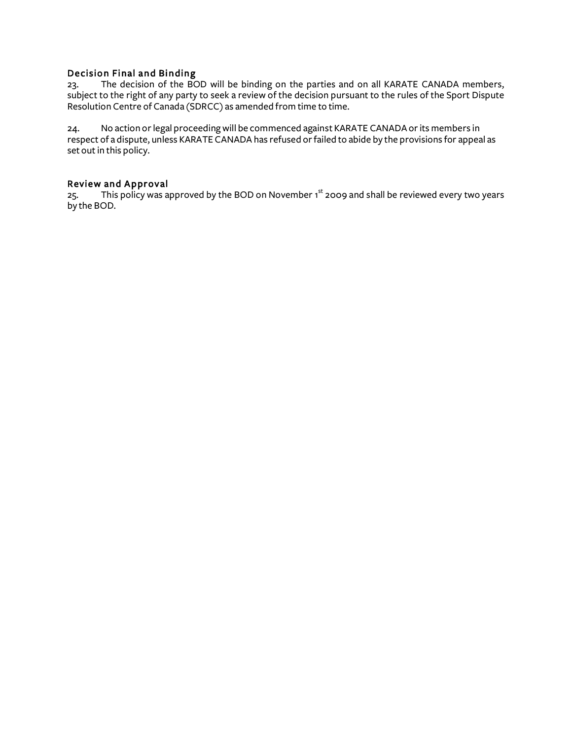### Decision Final and Binding

23. The decision of the BOD will be binding on the parties and on all KARATE CANADA members, subject to the right of any party to seek a review of the decision pursuant to the rules of the Sport Dispute Resolution Centre of Canada (SDRCC) as amended from time to time.

24. No action or legal proceeding will be commenced against KARATE CANADA or its members in respect of a dispute, unless KARATE CANADA has refused or failed to abide by the provisions for appeal as set out in this policy.

### Review and Approval

25. This policy was approved by the BOD on November 1st 2009 and shall be reviewed every two years by the BOD.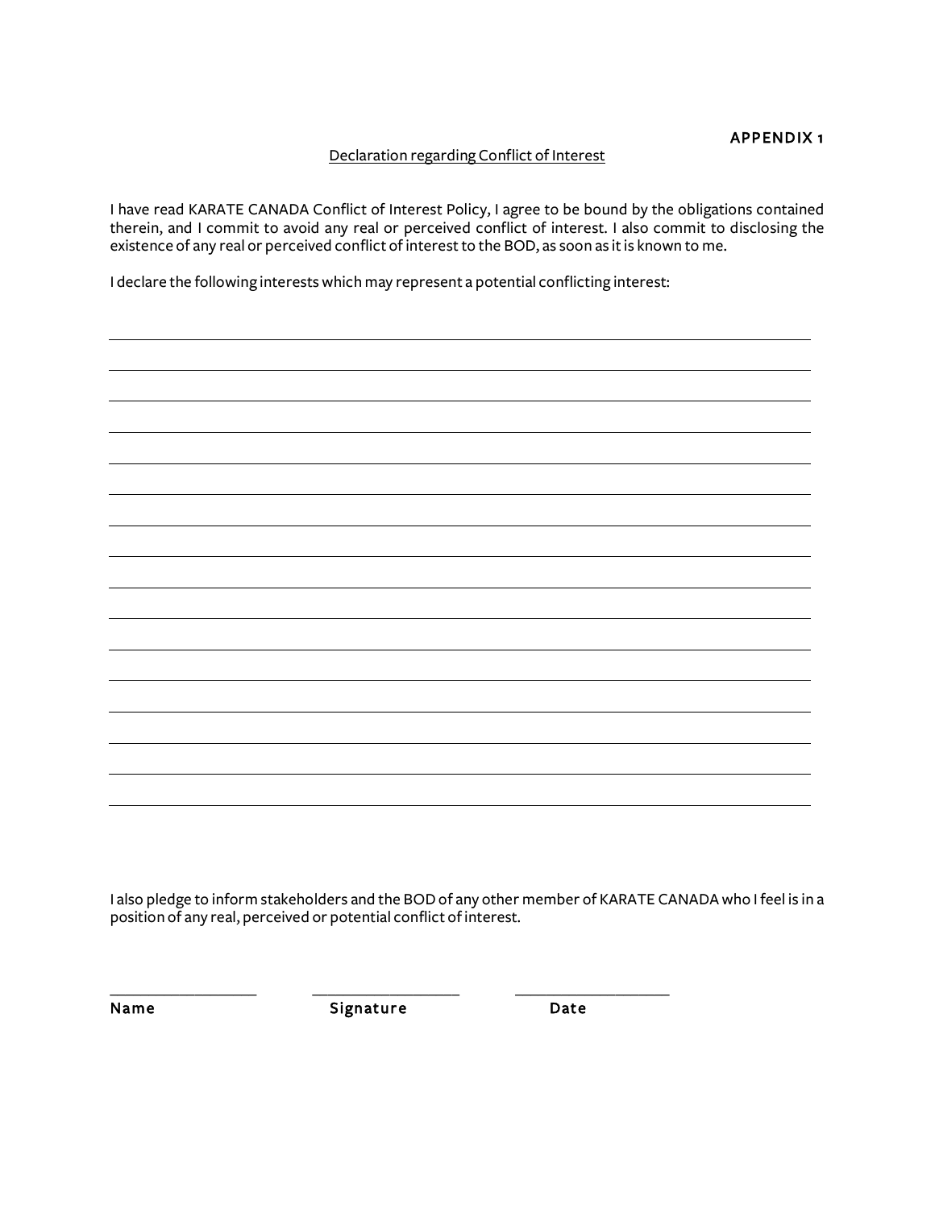**APPENDIX 1**

<u>Declaration regarding Conflict of Interest</u>

I have read KARATE CANADA Conflict of Interest Policy, I agree to be bound by the obligations contained therein, and I commit to avoid any real or perceived conflict of interest. I also commit to disclosing the existence of any real or perceived conflict of interest to the BOD, as soon as it is known to me.

I declare the following interests which may represent a potential conflicting interest:

\_\_\_\_\_\_\_\_\_\_\_\_\_\_\_\_\_\_\_\_\_\_\_\_\_\_\_\_\_\_\_\_\_\_\_\_\_\_\_\_\_\_\_\_\_\_\_\_\_\_\_\_\_\_\_\_\_\_\_\_\_\_\_\_\_\_\_\_\_\_\_\_\_\_\_\_

\_\_\_\_\_\_\_\_\_\_\_\_\_\_\_\_\_\_\_\_\_\_\_\_\_\_\_\_\_\_\_\_\_\_\_\_\_\_\_\_\_\_\_\_\_\_\_\_\_\_\_\_\_\_\_\_\_\_\_\_\_\_\_\_\_\_\_\_\_\_\_\_\_\_\_\_

\_\_\_\_\_\_\_\_\_\_\_\_\_\_\_\_\_\_\_\_\_\_\_\_\_\_\_\_\_\_\_\_\_\_\_\_\_\_\_\_\_\_\_\_\_\_\_\_\_\_\_\_\_\_\_\_\_\_\_\_\_\_\_\_\_\_\_\_\_\_\_\_\_\_\_\_

\_\_\_\_\_\_\_\_\_\_\_\_\_\_\_\_\_\_\_\_\_\_\_\_\_\_\_\_\_\_\_\_\_\_\_\_\_\_\_\_\_\_\_\_\_\_\_\_\_\_\_\_\_\_\_\_\_\_\_\_\_\_\_\_\_\_\_\_\_\_\_\_\_\_\_\_

\_\_\_\_\_\_\_\_\_\_\_\_\_\_\_\_\_\_\_\_\_\_\_\_\_\_\_\_\_\_\_\_\_\_\_\_\_\_\_\_\_\_\_\_\_\_\_\_\_\_\_\_\_\_\_\_\_\_\_\_\_\_\_\_\_\_\_\_\_\_\_\_\_\_\_\_

\_\_\_\_\_\_\_\_\_\_\_\_\_\_\_\_\_\_\_\_\_\_\_\_\_\_\_\_\_\_\_\_\_\_\_\_\_\_\_\_\_\_\_\_\_\_\_\_\_\_\_\_\_\_\_\_\_\_\_\_\_\_\_\_\_\_\_\_\_\_\_\_\_\_\_\_

\_\_\_\_\_\_\_\_\_\_\_\_\_\_\_\_\_\_\_\_\_\_\_\_\_\_\_\_\_\_\_\_\_\_\_\_\_\_\_\_\_\_\_\_\_\_\_\_\_\_\_\_\_\_\_\_\_\_\_\_\_\_\_\_\_\_\_\_\_\_\_\_\_\_\_\_

\_\_\_\_\_\_\_\_\_\_\_\_\_\_\_\_\_\_\_\_\_\_\_\_\_\_\_\_\_\_\_\_\_\_\_\_\_\_\_\_\_\_\_\_\_\_\_\_\_\_\_\_\_\_\_\_\_\_\_\_\_\_\_\_\_\_\_\_\_\_\_\_\_\_\_\_

\_\_\_\_\_\_\_\_\_\_\_\_\_\_\_\_\_\_\_\_\_\_\_\_\_\_\_\_\_\_\_\_\_\_\_\_\_\_\_\_\_\_\_\_\_\_\_\_\_\_\_\_\_\_\_\_\_\_\_\_\_\_\_\_\_\_\_\_\_\_\_\_\_\_\_\_

\_\_\_\_\_\_\_\_\_\_\_\_\_\_\_\_\_\_\_\_\_\_\_\_\_\_\_\_\_\_\_\_\_\_\_\_\_\_\_\_\_\_\_\_\_\_\_\_\_\_\_\_\_\_\_\_\_\_\_\_\_\_\_\_\_\_\_\_\_\_\_\_\_\_\_\_

\_\_\_\_\_\_\_\_\_\_\_\_\_\_\_\_\_\_\_\_\_\_\_\_\_\_\_\_\_\_\_\_\_\_\_\_\_\_\_\_\_\_\_\_\_\_\_\_\_\_\_\_\_\_\_\_\_\_\_\_\_\_\_\_\_\_\_\_\_\_\_\_\_\_\_\_

\_\_\_\_\_\_\_\_\_\_\_\_\_\_\_\_\_\_\_\_\_\_\_\_\_\_\_\_\_\_\_\_\_\_\_\_\_\_\_\_\_\_\_\_\_\_\_\_\_\_\_\_\_\_\_\_\_\_\_\_\_\_\_\_\_\_\_\_\_\_\_\_\_\_\_\_

\_\_\_\_\_\_\_\_\_\_\_\_\_\_\_\_\_\_\_\_\_\_\_\_\_\_\_\_\_\_\_\_\_\_\_\_\_\_\_\_\_\_\_\_\_\_\_\_\_\_\_\_\_\_\_\_\_\_\_\_\_\_\_\_\_\_\_\_\_\_\_\_\_\_\_\_

\_\_\_\_\_\_\_\_\_\_\_\_\_\_\_\_\_\_\_\_\_\_\_\_\_\_\_\_\_\_\_\_\_\_\_\_\_\_\_\_\_\_\_\_\_\_\_\_\_\_\_\_\_\_\_\_\_\_\_\_\_\_\_\_\_\_\_\_\_\_\_\_\_\_\_\_

\_\_\_\_\_\_\_\_\_\_\_\_\_\_\_\_\_\_\_\_\_\_\_\_\_\_\_\_\_\_\_\_\_\_\_\_\_\_\_\_\_\_\_\_\_\_\_\_\_\_\_\_\_\_\_\_\_\_\_\_\_\_\_\_\_\_\_\_\_\_\_\_\_\_\_\_

\_\_\_\_\_\_\_\_\_\_\_\_\_\_\_\_\_\_\_\_\_\_\_\_\_\_\_\_\_\_\_\_\_\_\_\_\_\_\_\_\_\_\_\_\_\_\_\_\_\_\_\_\_\_\_\_\_\_\_\_\_\_\_\_\_\_\_\_\_\_\_\_\_\_\_\_

I also pledge to inform stakeholders and the BOD of any other member of KARATE CANADA who I feel is in a position of any real, perceived or potential conflict of interest.

\_\_\_\_\_\_\_\_\_\_\_\_\_\_\_\_\_\_ \_\_\_\_\_\_\_\_\_\_\_\_\_\_\_\_\_\_ \_\_\_\_\_\_\_\_\_\_\_\_\_\_\_\_\_\_

**Name** **Signature** **Date**